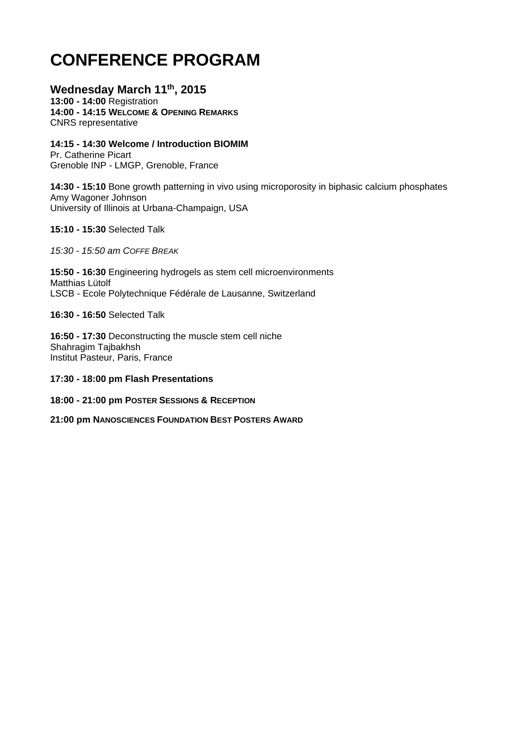# CONFERENCE PROGRAM

## Wednesday March 11th, 2015

**13:00 - 14:00** Registration
**14:00 - 14:15 WELCOME & OPENING REMARKS**
CNRS representative

**14:15 - 14:30 Welcome / Introduction BIOMIM**
Pr. Catherine Picart
Grenoble INP - LMGP, Grenoble, France

**14:30 - 15:10** Bone growth patterning in vivo using microporosity in biphasic calcium phosphates
Amy Wagoner Johnson
University of Illinois at Urbana-Champaign, USA

**15:10 - 15:30** Selected Talk

*15:30 - 15:50 am COFFE BREAK*

**15:50 - 16:30** Engineering hydrogels as stem cell microenvironments
Matthias Lütolf
LSCB - Ecole Polytechnique Fédérale de Lausanne, Switzerland

**16:30 - 16:50** Selected Talk

**16:50 - 17:30** Deconstructing the muscle stem cell niche
Shahragim Tajbakhsh
Institut Pasteur, Paris, France

**17:30 - 18:00 pm Flash Presentations**

**18:00 - 21:00 pm POSTER SESSIONS & RECEPTION**

**21:00 pm NANOSCIENCES FOUNDATION BEST POSTERS AWARD**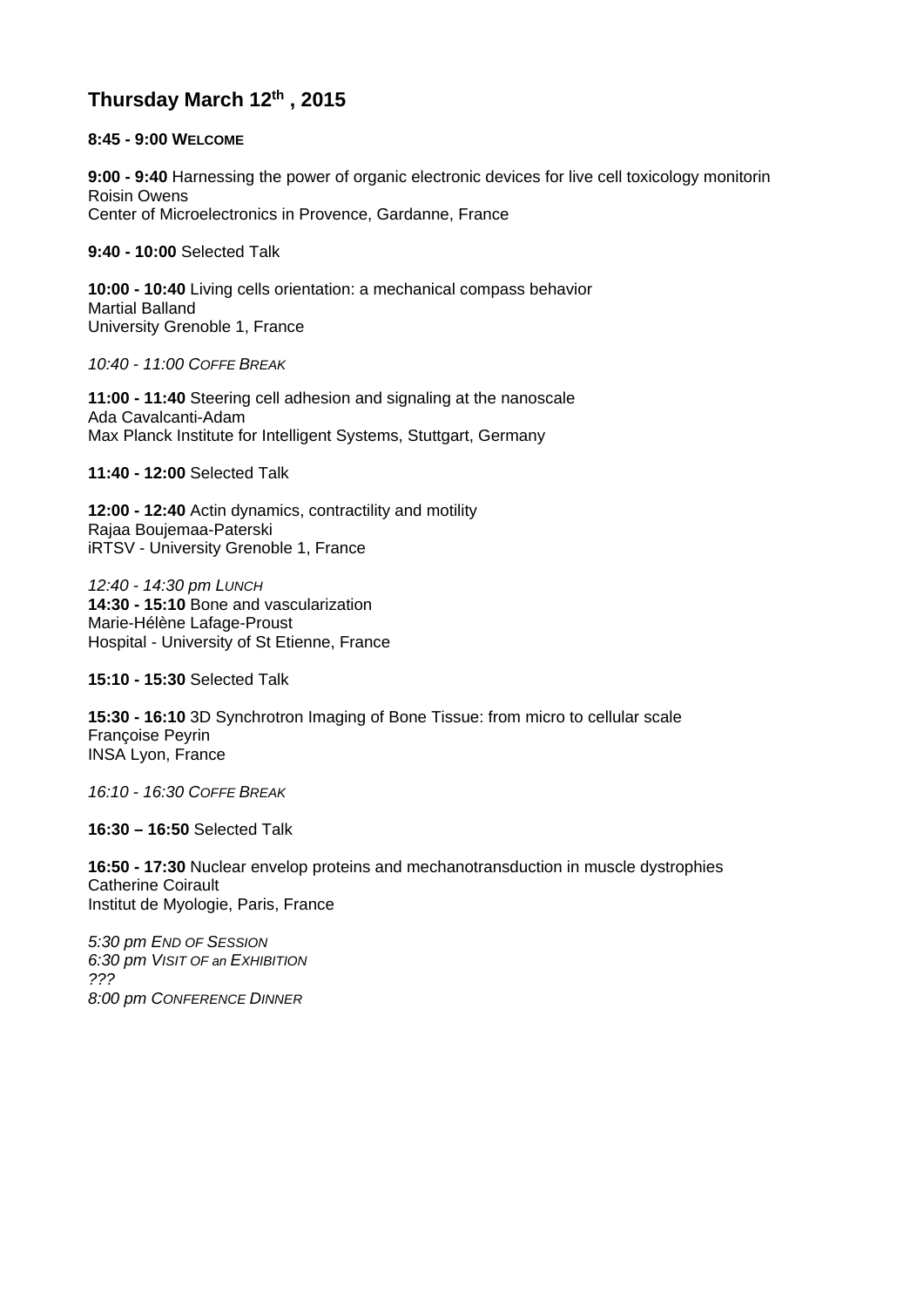## Thursday March 12th , 2015

**8:45 - 9:00 WELCOME**

**9:00 - 9:40** Harnessing the power of organic electronic devices for live cell toxicology monitorin
Roisin Owens
Center of Microelectronics in Provence, Gardanne, France

**9:40 - 10:00** Selected Talk

**10:00 - 10:40** Living cells orientation: a mechanical compass behavior
Martial Balland
University Grenoble 1, France

*10:40 - 11:00 COFFE BREAK*

**11:00 - 11:40** Steering cell adhesion and signaling at the nanoscale
Ada Cavalcanti-Adam
Max Planck Institute for Intelligent Systems, Stuttgart, Germany

**11:40 - 12:00** Selected Talk

**12:00 - 12:40** Actin dynamics, contractility and motility
Rajaa Boujemaa-Paterski
iRTSV - University Grenoble 1, France

*12:40 - 14:30 pm LUNCH*
**14:30 - 15:10** Bone and vascularization
Marie-Hélène Lafage-Proust
Hospital - University of St Etienne, France

**15:10 - 15:30** Selected Talk

**15:30 - 16:10** 3D Synchrotron Imaging of Bone Tissue: from micro to cellular scale
Françoise Peyrin
INSA Lyon, France

*16:10 - 16:30 COFFE BREAK*

**16:30 – 16:50** Selected Talk

**16:50 - 17:30** Nuclear envelop proteins and mechanotransduction in muscle dystrophies
Catherine Coirault
Institut de Myologie, Paris, France

*5:30 pm END OF SESSION*
*6:30 pm VISIT OF an EXHIBITION*
*???*
*8:00 pm CONFERENCE DINNER*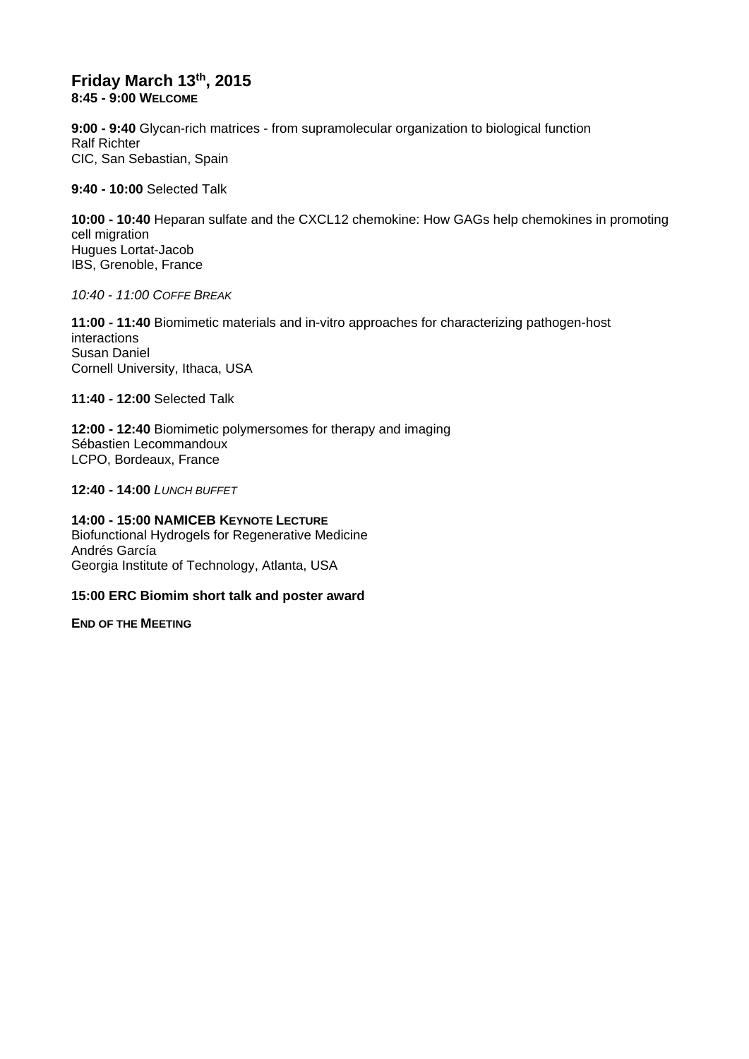## Friday March 13th, 2015

**8:45 - 9:00 WELCOME**

**9:00 - 9:40** Glycan-rich matrices - from supramolecular organization to biological function
Ralf Richter
CIC, San Sebastian, Spain

**9:40 - 10:00** Selected Talk

**10:00 - 10:40** Heparan sulfate and the CXCL12 chemokine: How GAGs help chemokines in promoting cell migration
Hugues Lortat-Jacob
IBS, Grenoble, France

*10:40 - 11:00 COFFE BREAK*

**11:00 - 11:40** Biomimetic materials and in-vitro approaches for characterizing pathogen-host interactions
Susan Daniel
Cornell University, Ithaca, USA

**11:40 - 12:00** Selected Talk

**12:00 - 12:40** Biomimetic polymersomes for therapy and imaging
Sébastien Lecommandoux
LCPO, Bordeaux, France

**12:40 - 14:00** *LUNCH BUFFET*

**14:00 - 15:00 NAMICEB KEYNOTE LECTURE**
Biofunctional Hydrogels for Regenerative Medicine
Andrés García
Georgia Institute of Technology, Atlanta, USA

**15:00 ERC Biomim short talk and poster award**

**END OF THE MEETING**